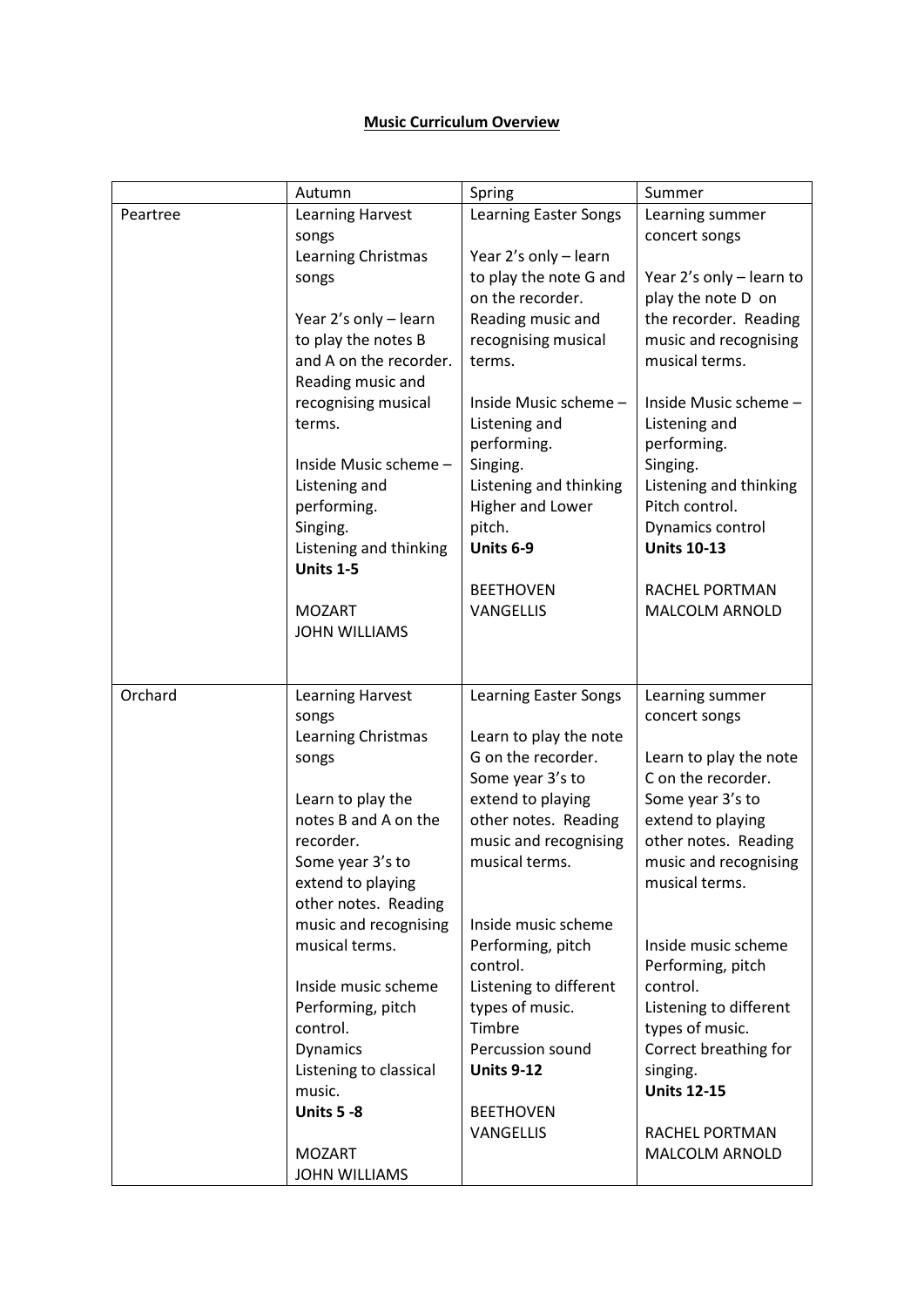**Music Curriculum Overview**

| | Autumn | Spring | Summer |
|---|---|---|---|
| Peartree | Learning Harvest songs<br>Learning Christmas songs<br><br>Year 2's only – learn to play the notes B and A on the recorder. Reading music and recognising musical terms.<br><br>Inside Music scheme – Listening and performing.<br>Singing.<br>Listening and thinking<br>**Units 1-5**<br><br>MOZART<br>JOHN WILLIAMS | Learning Easter Songs<br><br>Year 2's only – learn to play the note G and on the recorder. Reading music and recognising musical terms.<br><br>Inside Music scheme – Listening and performing.<br>Singing.<br>Listening and thinking<br>Higher and Lower pitch.<br>**Units 6-9**<br><br>BEETHOVEN<br>VANGELLIS | Learning summer concert songs<br><br>Year 2's only – learn to play the note D on the recorder. Reading music and recognising musical terms.<br><br>Inside Music scheme – Listening and performing.<br>Singing.<br>Listening and thinking<br>Pitch control.<br>Dynamics control<br>**Units 10-13**<br><br>RACHEL PORTMAN<br>MALCOLM ARNOLD |
| Orchard | Learning Harvest songs<br>Learning Christmas songs<br><br>Learn to play the notes B and A on the recorder.<br>Some year 3's to extend to playing other notes. Reading music and recognising musical terms.<br><br>Inside music scheme<br>Performing, pitch control.<br>Dynamics<br>Listening to classical music.<br>**Units 5 -8**<br><br>MOZART<br>JOHN WILLIAMS | Learning Easter Songs<br><br>Learn to play the note G on the recorder.<br>Some year 3's to extend to playing other notes. Reading music and recognising musical terms.<br><br>Inside music scheme<br>Performing, pitch control.<br>Listening to different types of music.<br>Timbre<br>Percussion sound<br>**Units 9-12**<br><br>BEETHOVEN<br>VANGELLIS | Learning summer concert songs<br><br>Learn to play the note C on the recorder.<br>Some year 3's to extend to playing other notes. Reading music and recognising musical terms.<br><br>Inside music scheme<br>Performing, pitch control.<br>Listening to different types of music.<br>Correct breathing for singing.<br>**Units 12-15**<br><br>RACHEL PORTMAN<br>MALCOLM ARNOLD |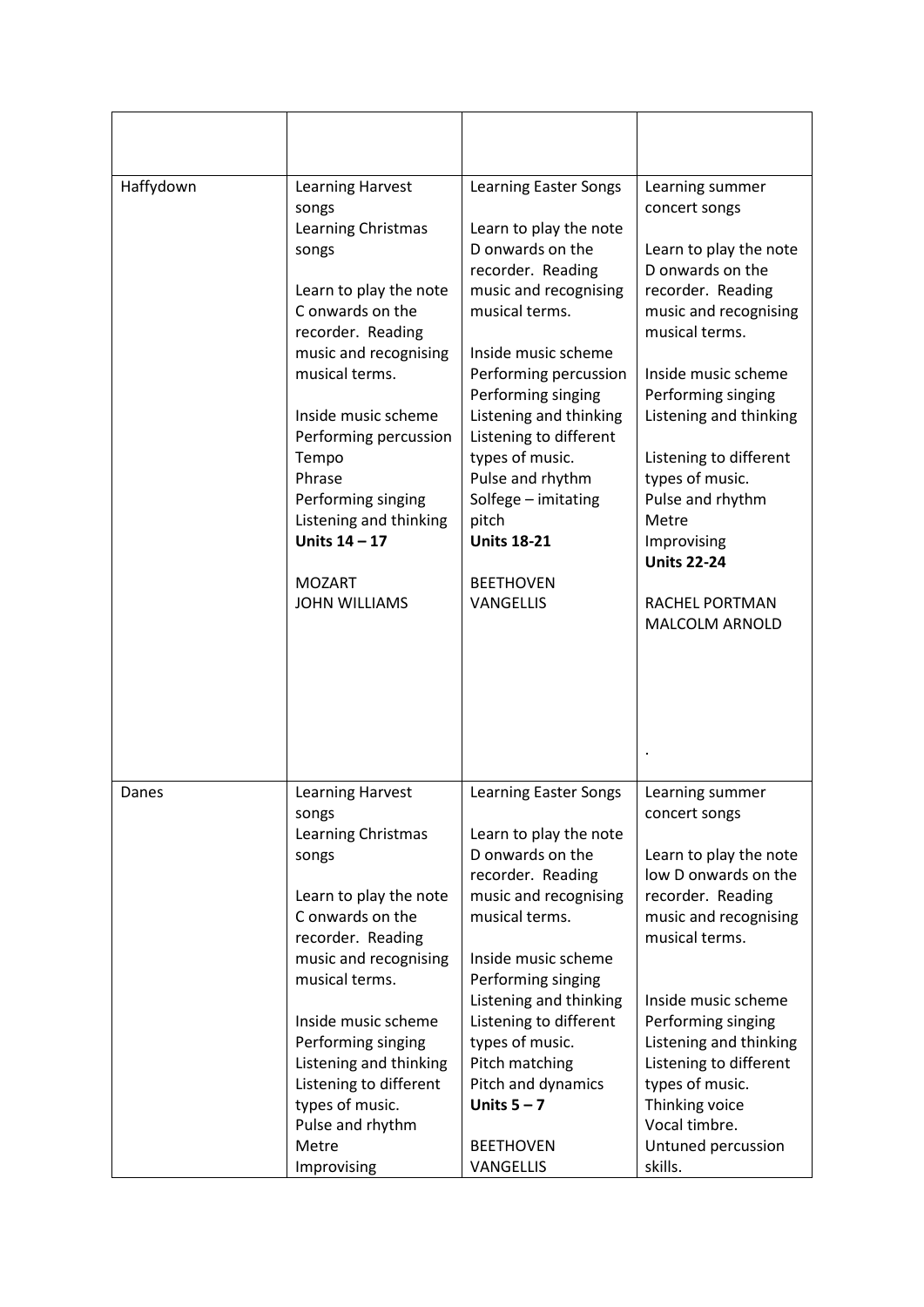| | | | |
|---|---|---|---|
| Haffydown | Learning Harvest songs<br>Learning Christmas songs<br><br>Learn to play the note C onwards on the recorder. Reading music and recognising musical terms.<br><br>Inside music scheme<br>Performing percussion<br>Tempo<br>Phrase<br>Performing singing<br>Listening and thinking<br>**Units 14 – 17**<br><br>MOZART<br>JOHN WILLIAMS | Learning Easter Songs<br><br>Learn to play the note D onwards on the recorder. Reading music and recognising musical terms.<br><br>Inside music scheme<br>Performing percussion<br>Performing singing<br>Listening and thinking<br>Listening to different types of music.<br>Pulse and rhythm<br>Solfege – imitating pitch<br>**Units 18-21**<br><br>BEETHOVEN<br>VANGELLIS | Learning summer concert songs<br><br>Learn to play the note D onwards on the recorder. Reading music and recognising musical terms.<br><br>Inside music scheme<br>Performing singing<br>Listening and thinking<br><br>Listening to different types of music.<br>Pulse and rhythm<br>Metre<br>Improvising<br>**Units 22-24**<br><br>RACHEL PORTMAN<br>MALCOLM ARNOLD<br><br>. |
| Danes | Learning Harvest songs<br>Learning Christmas songs<br><br>Learn to play the note C onwards on the recorder. Reading music and recognising musical terms.<br><br>Inside music scheme<br>Performing singing<br>Listening and thinking<br>Listening to different types of music.<br>Pulse and rhythm<br>Metre<br>Improvising | Learning Easter Songs<br><br>Learn to play the note D onwards on the recorder. Reading music and recognising musical terms.<br><br>Inside music scheme<br>Performing singing<br>Listening and thinking<br>Listening to different types of music.<br>Pitch matching<br>Pitch and dynamics<br>**Units 5 – 7**<br><br>BEETHOVEN<br>VANGELLIS | Learning summer concert songs<br><br>Learn to play the note low D onwards on the recorder. Reading music and recognising musical terms.<br><br>Inside music scheme<br>Performing singing<br>Listening and thinking<br>Listening to different types of music.<br>Thinking voice<br>Vocal timbre.<br>Untuned percussion skills. |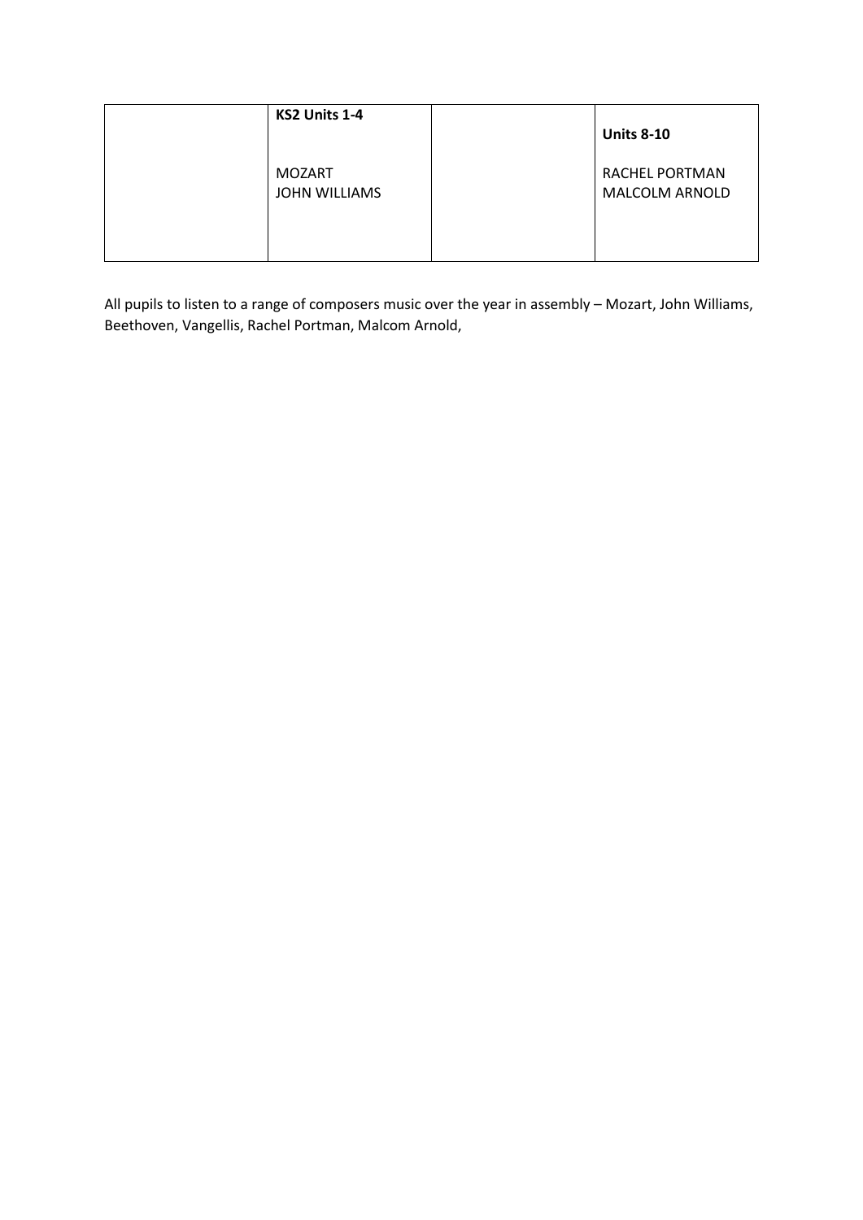| | | | |
|---|---|---|---|
| | **KS2 Units 1-4**<br><br>MOZART<br>JOHN WILLIAMS | | **Units 8-10**<br><br>RACHEL PORTMAN<br>MALCOLM ARNOLD |

All pupils to listen to a range of composers music over the year in assembly – Mozart, John Williams, Beethoven, Vangellis, Rachel Portman, Malcom Arnold,